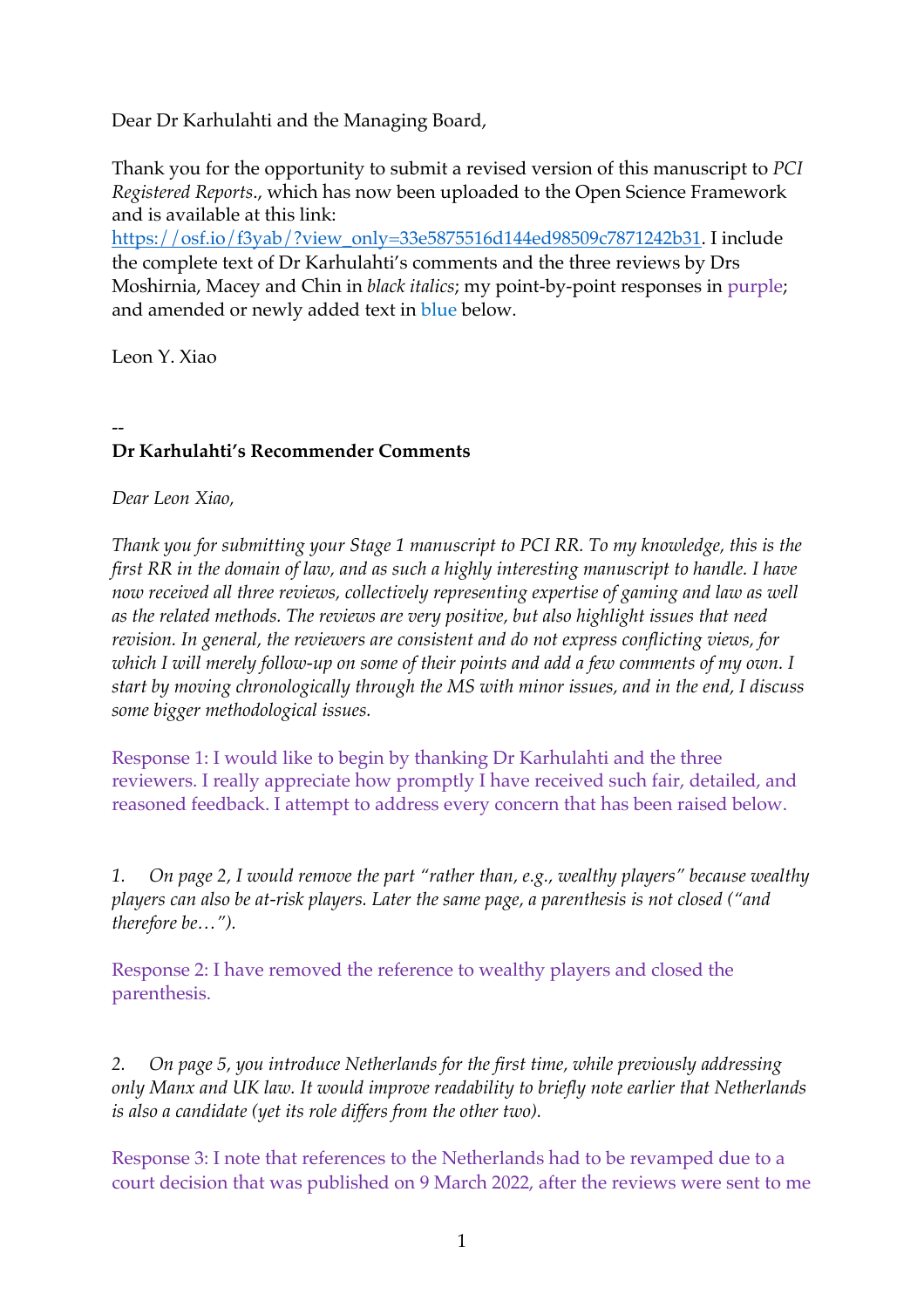Dear Dr Karhulahti and the Managing Board,

Thank you for the opportunity to submit a revised version of this manuscript to *PCI Registered Reports*., which has now been uploaded to the Open Science Framework and is available at this link: https://osf.io/f3yab/?view_only=33e5875516d144ed98509c7871242b31. I include the complete text of Dr Karhulahti's comments and the three reviews by Drs Moshirnia, Macey and Chin in *black italics*; my point-by-point responses in purple; and amended or newly added text in blue below.

Leon Y. Xiao

--

**Dr Karhulahti's Recommender Comments**

*Dear Leon Xiao,*

*Thank you for submitting your Stage 1 manuscript to PCI RR. To my knowledge, this is the first RR in the domain of law, and as such a highly interesting manuscript to handle. I have now received all three reviews, collectively representing expertise of gaming and law as well as the related methods. The reviews are very positive, but also highlight issues that need revision. In general, the reviewers are consistent and do not express conflicting views, for which I will merely follow-up on some of their points and add a few comments of my own. I start by moving chronologically through the MS with minor issues, and in the end, I discuss some bigger methodological issues.*

Response 1: I would like to begin by thanking Dr Karhulahti and the three reviewers. I really appreciate how promptly I have received such fair, detailed, and reasoned feedback. I attempt to address every concern that has been raised below.

*1. On page 2, I would remove the part "rather than, e.g., wealthy players" because wealthy players can also be at-risk players. Later the same page, a parenthesis is not closed ("and therefore be…").*

Response 2: I have removed the reference to wealthy players and closed the parenthesis.

*2. On page 5, you introduce Netherlands for the first time, while previously addressing only Manx and UK law. It would improve readability to briefly note earlier that Netherlands is also a candidate (yet its role differs from the other two).*

Response 3: I note that references to the Netherlands had to be revamped due to a court decision that was published on 9 March 2022, after the reviews were sent to me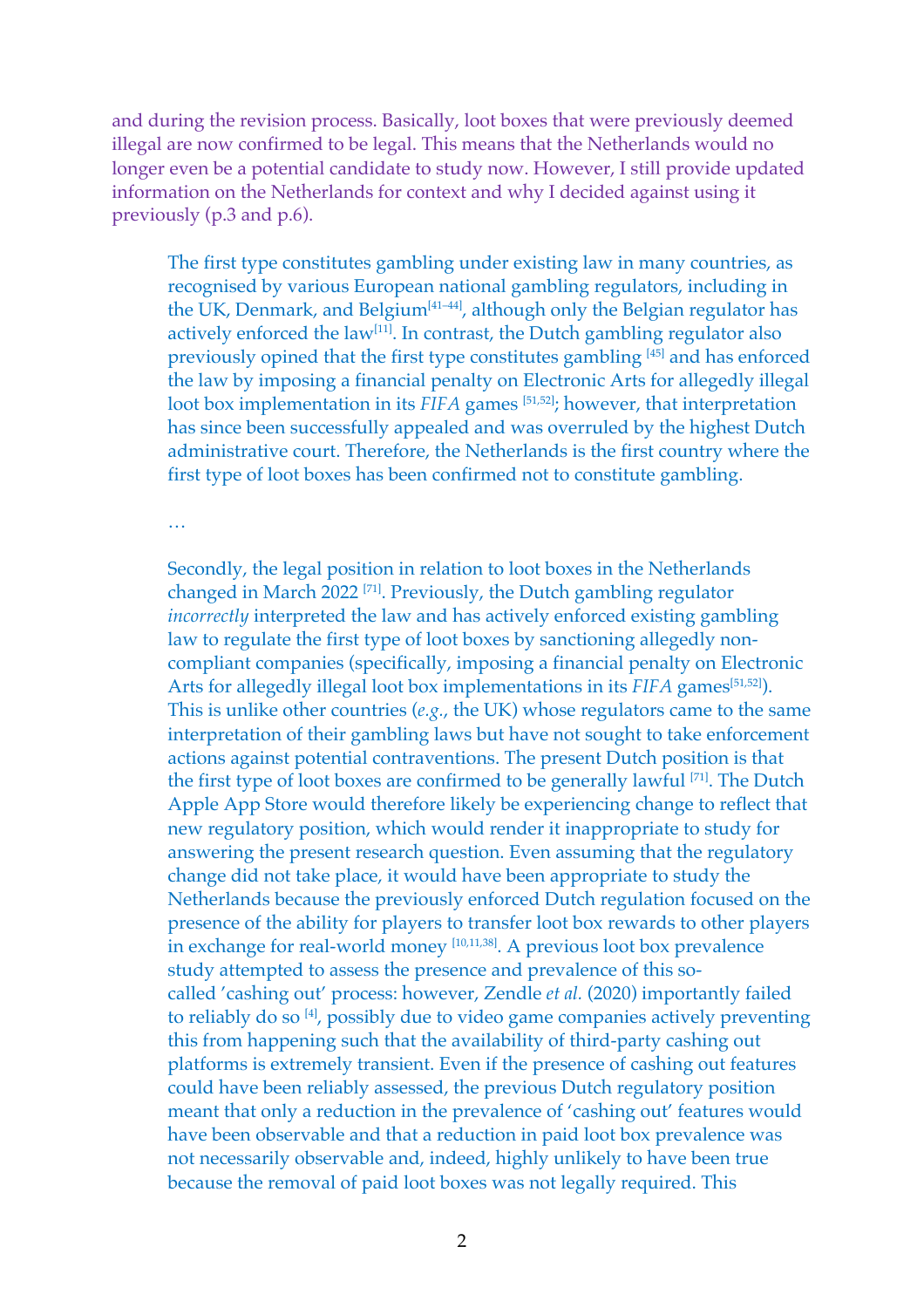and during the revision process. Basically, loot boxes that were previously deemed illegal are now confirmed to be legal. This means that the Netherlands would no longer even be a potential candidate to study now. However, I still provide updated information on the Netherlands for context and why I decided against using it previously (p.3 and p.6).

> The first type constitutes gambling under existing law in many countries, as recognised by various European national gambling regulators, including in the UK, Denmark, and Belgium[41–44], although only the Belgian regulator has actively enforced the law[11]. In contrast, the Dutch gambling regulator also previously opined that the first type constitutes gambling [45] and has enforced the law by imposing a financial penalty on Electronic Arts for allegedly illegal loot box implementation in its *FIFA* games [51,52]; however, that interpretation has since been successfully appealed and was overruled by the highest Dutch administrative court. Therefore, the Netherlands is the first country where the first type of loot boxes has been confirmed not to constitute gambling.
>
> …
>
> Secondly, the legal position in relation to loot boxes in the Netherlands changed in March 2022 [71]. Previously, the Dutch gambling regulator *incorrectly* interpreted the law and has actively enforced existing gambling law to regulate the first type of loot boxes by sanctioning allegedly non-compliant companies (specifically, imposing a financial penalty on Electronic Arts for allegedly illegal loot box implementations in its *FIFA* games[51,52]). This is unlike other countries (*e.g.*, the UK) whose regulators came to the same interpretation of their gambling laws but have not sought to take enforcement actions against potential contraventions. The present Dutch position is that the first type of loot boxes are confirmed to be generally lawful [71]. The Dutch Apple App Store would therefore likely be experiencing change to reflect that new regulatory position, which would render it inappropriate to study for answering the present research question. Even assuming that the regulatory change did not take place, it would have been appropriate to study the Netherlands because the previously enforced Dutch regulation focused on the presence of the ability for players to transfer loot box rewards to other players in exchange for real-world money [10,11,38]. A previous loot box prevalence study attempted to assess the presence and prevalence of this so-called 'cashing out' process: however, Zendle *et al.* (2020) importantly failed to reliably do so [4], possibly due to video game companies actively preventing this from happening such that the availability of third-party cashing out platforms is extremely transient. Even if the presence of cashing out features could have been reliably assessed, the previous Dutch regulatory position meant that only a reduction in the prevalence of 'cashing out' features would have been observable and that a reduction in paid loot box prevalence was not necessarily observable and, indeed, highly unlikely to have been true because the removal of paid loot boxes was not legally required. This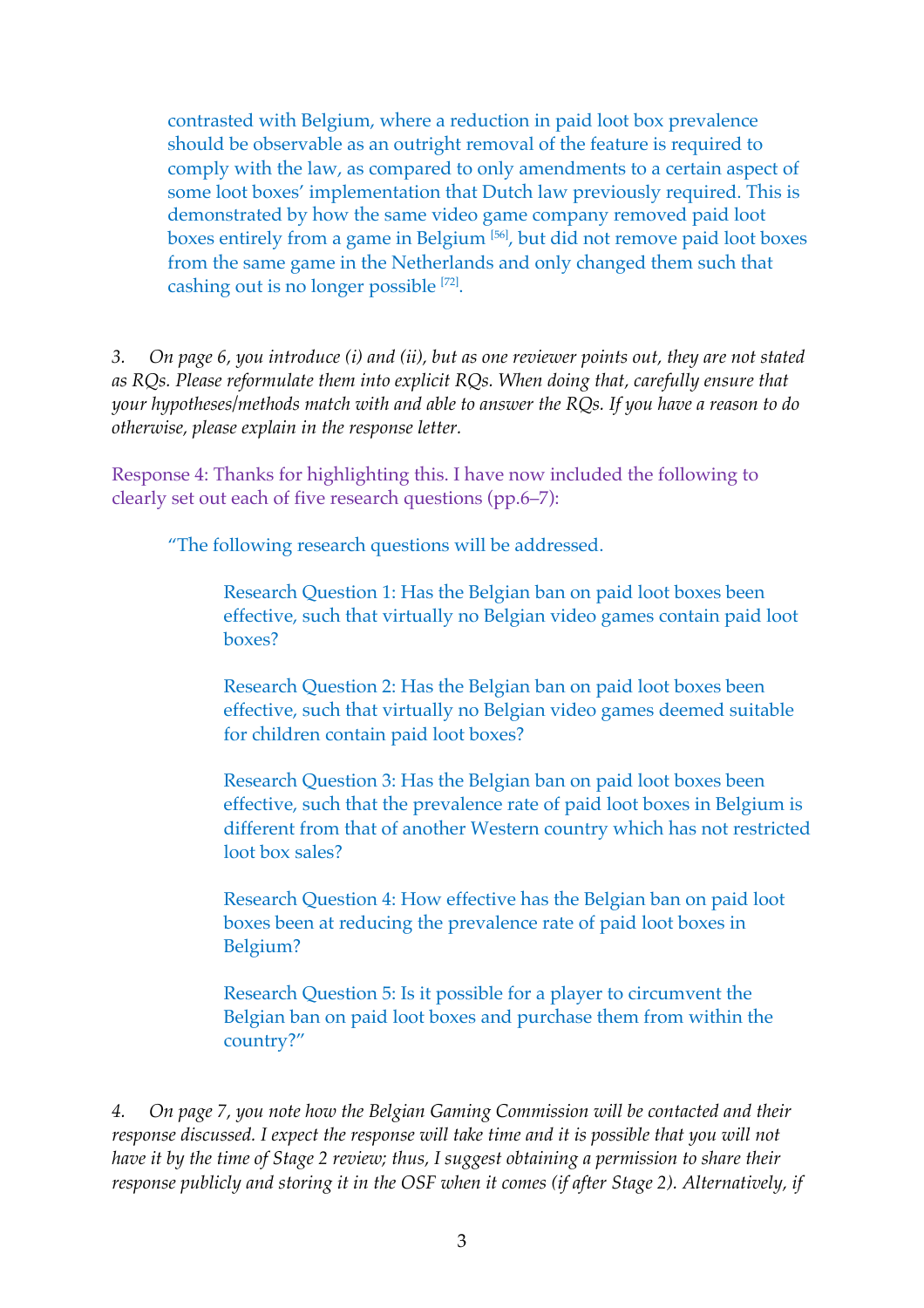> contrasted with Belgium, where a reduction in paid loot box prevalence should be observable as an outright removal of the feature is required to comply with the law, as compared to only amendments to a certain aspect of some loot boxes' implementation that Dutch law previously required. This is demonstrated by how the same video game company removed paid loot boxes entirely from a game in Belgium [56], but did not remove paid loot boxes from the same game in the Netherlands and only changed them such that cashing out is no longer possible [72].

*3. On page 6, you introduce (i) and (ii), but as one reviewer points out, they are not stated as RQs. Please reformulate them into explicit RQs. When doing that, carefully ensure that your hypotheses/methods match with and able to answer the RQs. If you have a reason to do otherwise, please explain in the response letter.*

Response 4: Thanks for highlighting this. I have now included the following to clearly set out each of five research questions (pp.6–7):

> "The following research questions will be addressed.
>
> > Research Question 1: Has the Belgian ban on paid loot boxes been effective, such that virtually no Belgian video games contain paid loot boxes?
> >
> > Research Question 2: Has the Belgian ban on paid loot boxes been effective, such that virtually no Belgian video games deemed suitable for children contain paid loot boxes?
> >
> > Research Question 3: Has the Belgian ban on paid loot boxes been effective, such that the prevalence rate of paid loot boxes in Belgium is different from that of another Western country which has not restricted loot box sales?
> >
> > Research Question 4: How effective has the Belgian ban on paid loot boxes been at reducing the prevalence rate of paid loot boxes in Belgium?
> >
> > Research Question 5: Is it possible for a player to circumvent the Belgian ban on paid loot boxes and purchase them from within the country?"

*4. On page 7, you note how the Belgian Gaming Commission will be contacted and their response discussed. I expect the response will take time and it is possible that you will not have it by the time of Stage 2 review; thus, I suggest obtaining a permission to share their response publicly and storing it in the OSF when it comes (if after Stage 2). Alternatively, if*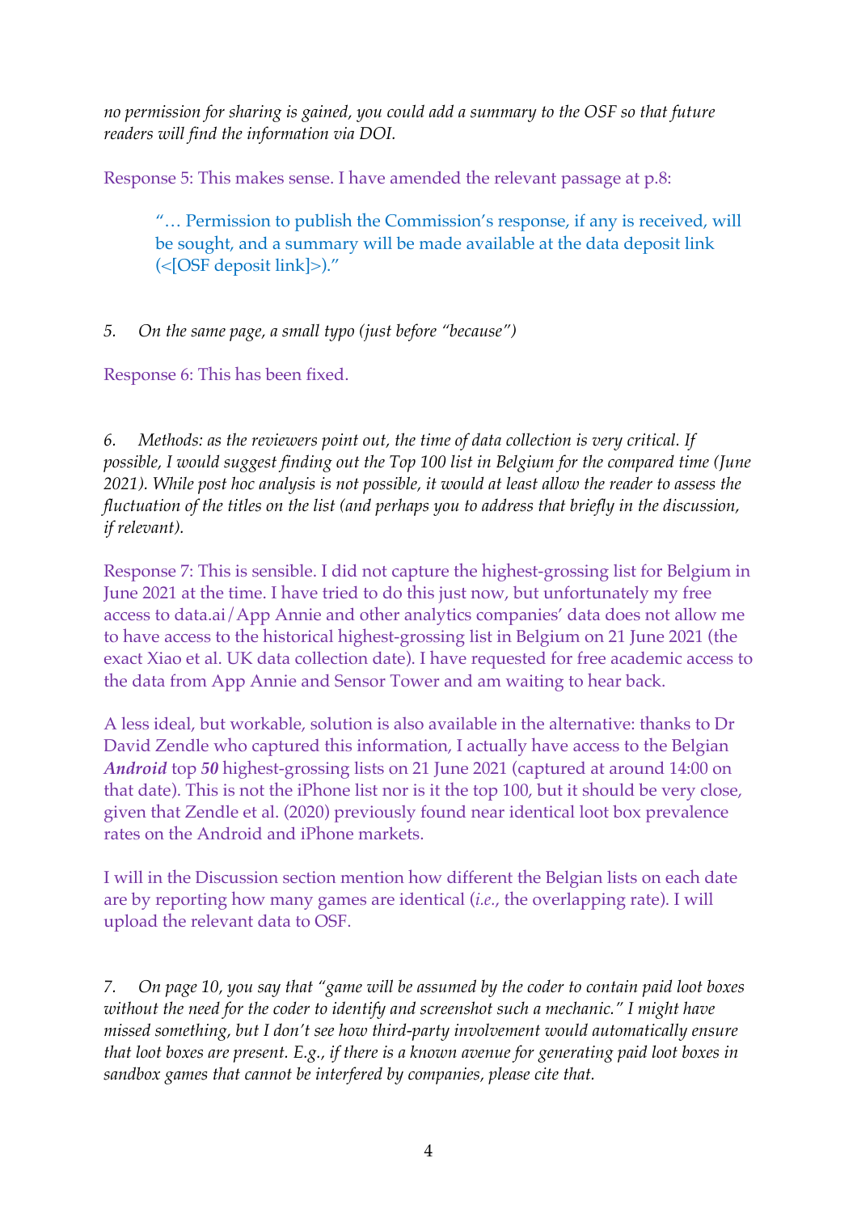*no permission for sharing is gained, you could add a summary to the OSF so that future readers will find the information via DOI.*

Response 5: This makes sense. I have amended the relevant passage at p.8:

> "… Permission to publish the Commission's response, if any is received, will be sought, and a summary will be made available at the data deposit link (<[OSF deposit link]>)."

5. *On the same page, a small typo (just before "because")*

Response 6: This has been fixed.

6. *Methods: as the reviewers point out, the time of data collection is very critical. If possible, I would suggest finding out the Top 100 list in Belgium for the compared time (June 2021). While post hoc analysis is not possible, it would at least allow the reader to assess the fluctuation of the titles on the list (and perhaps you to address that briefly in the discussion, if relevant).*

Response 7: This is sensible. I did not capture the highest-grossing list for Belgium in June 2021 at the time. I have tried to do this just now, but unfortunately my free access to data.ai/App Annie and other analytics companies' data does not allow me to have access to the historical highest-grossing list in Belgium on 21 June 2021 (the exact Xiao et al. UK data collection date). I have requested for free academic access to the data from App Annie and Sensor Tower and am waiting to hear back.

A less ideal, but workable, solution is also available in the alternative: thanks to Dr David Zendle who captured this information, I actually have access to the Belgian ***Android*** top ***50*** highest-grossing lists on 21 June 2021 (captured at around 14:00 on that date). This is not the iPhone list nor is it the top 100, but it should be very close, given that Zendle et al. (2020) previously found near identical loot box prevalence rates on the Android and iPhone markets.

I will in the Discussion section mention how different the Belgian lists on each date are by reporting how many games are identical (*i.e.*, the overlapping rate). I will upload the relevant data to OSF.

7. *On page 10, you say that "game will be assumed by the coder to contain paid loot boxes without the need for the coder to identify and screenshot such a mechanic." I might have missed something, but I don't see how third-party involvement would automatically ensure that loot boxes are present. E.g., if there is a known avenue for generating paid loot boxes in sandbox games that cannot be interfered by companies, please cite that.*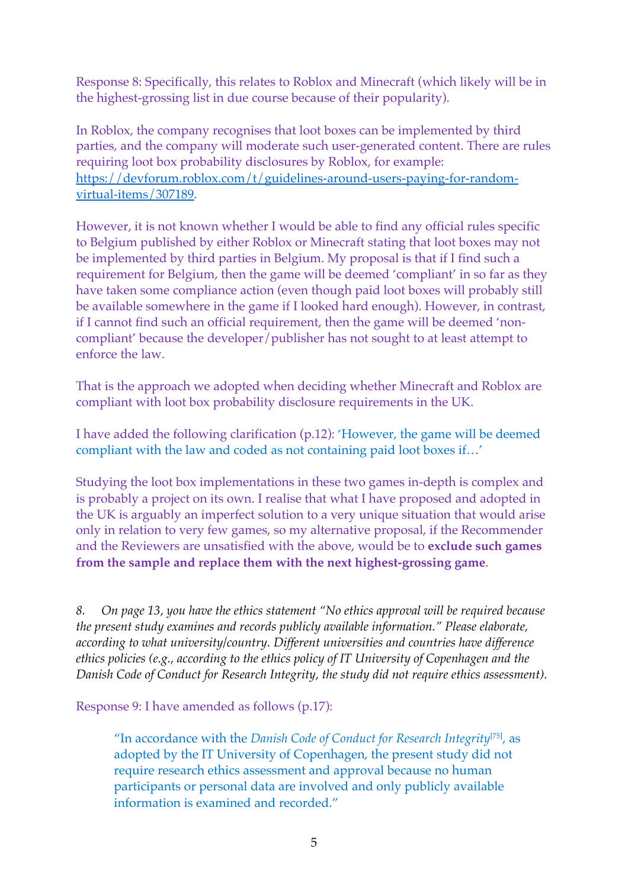Response 8: Specifically, this relates to Roblox and Minecraft (which likely will be in the highest-grossing list in due course because of their popularity).

In Roblox, the company recognises that loot boxes can be implemented by third parties, and the company will moderate such user-generated content. There are rules requiring loot box probability disclosures by Roblox, for example: https://devforum.roblox.com/t/guidelines-around-users-paying-for-random-virtual-items/307189.

However, it is not known whether I would be able to find any official rules specific to Belgium published by either Roblox or Minecraft stating that loot boxes may not be implemented by third parties in Belgium. My proposal is that if I find such a requirement for Belgium, then the game will be deemed 'compliant' in so far as they have taken some compliance action (even though paid loot boxes will probably still be available somewhere in the game if I looked hard enough). However, in contrast, if I cannot find such an official requirement, then the game will be deemed 'non-compliant' because the developer/publisher has not sought to at least attempt to enforce the law.

That is the approach we adopted when deciding whether Minecraft and Roblox are compliant with loot box probability disclosure requirements in the UK.

I have added the following clarification (p.12): 'However, the game will be deemed compliant with the law and coded as not containing paid loot boxes if…'

Studying the loot box implementations in these two games in-depth is complex and is probably a project on its own. I realise that what I have proposed and adopted in the UK is arguably an imperfect solution to a very unique situation that would arise only in relation to very few games, so my alternative proposal, if the Recommender and the Reviewers are unsatisfied with the above, would be to **exclude such games from the sample and replace them with the next highest-grossing game**.

*8. On page 13, you have the ethics statement "No ethics approval will be required because the present study examines and records publicly available information." Please elaborate, according to what university/country. Different universities and countries have difference ethics policies (e.g., according to the ethics policy of IT University of Copenhagen and the Danish Code of Conduct for Research Integrity, the study did not require ethics assessment).*

Response 9: I have amended as follows (p.17):

> "In accordance with the *Danish Code of Conduct for Research Integrity*[75], as adopted by the IT University of Copenhagen, the present study did not require research ethics assessment and approval because no human participants or personal data are involved and only publicly available information is examined and recorded."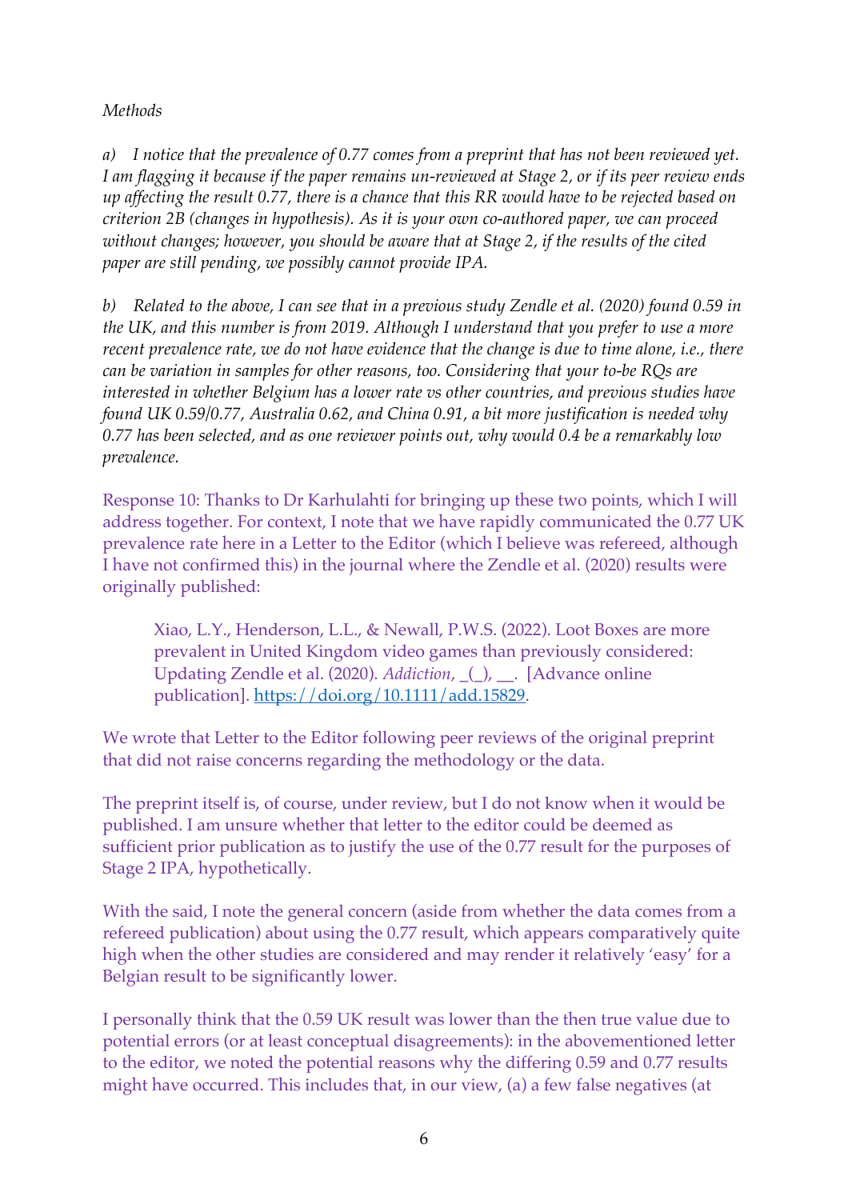*Methods*

*a) I notice that the prevalence of 0.77 comes from a preprint that has not been reviewed yet. I am flagging it because if the paper remains un-reviewed at Stage 2, or if its peer review ends up affecting the result 0.77, there is a chance that this RR would have to be rejected based on criterion 2B (changes in hypothesis). As it is your own co-authored paper, we can proceed without changes; however, you should be aware that at Stage 2, if the results of the cited paper are still pending, we possibly cannot provide IPA.*

*b) Related to the above, I can see that in a previous study Zendle et al. (2020) found 0.59 in the UK, and this number is from 2019. Although I understand that you prefer to use a more recent prevalence rate, we do not have evidence that the change is due to time alone, i.e., there can be variation in samples for other reasons, too. Considering that your to-be RQs are interested in whether Belgium has a lower rate vs other countries, and previous studies have found UK 0.59/0.77, Australia 0.62, and China 0.91, a bit more justification is needed why 0.77 has been selected, and as one reviewer points out, why would 0.4 be a remarkably low prevalence.*

Response 10: Thanks to Dr Karhulahti for bringing up these two points, which I will address together. For context, I note that we have rapidly communicated the 0.77 UK prevalence rate here in a Letter to the Editor (which I believe was refereed, although I have not confirmed this) in the journal where the Zendle et al. (2020) results were originally published:

> Xiao, L.Y., Henderson, L.L., & Newall, P.W.S. (2022). Loot Boxes are more prevalent in United Kingdom video games than previously considered: Updating Zendle et al. (2020). *Addiction*, _(_), __. [Advance online publication]. https://doi.org/10.1111/add.15829.

We wrote that Letter to the Editor following peer reviews of the original preprint that did not raise concerns regarding the methodology or the data.

The preprint itself is, of course, under review, but I do not know when it would be published. I am unsure whether that letter to the editor could be deemed as sufficient prior publication as to justify the use of the 0.77 result for the purposes of Stage 2 IPA, hypothetically.

With the said, I note the general concern (aside from whether the data comes from a refereed publication) about using the 0.77 result, which appears comparatively quite high when the other studies are considered and may render it relatively 'easy' for a Belgian result to be significantly lower.

I personally think that the 0.59 UK result was lower than the then true value due to potential errors (or at least conceptual disagreements): in the abovementioned letter to the editor, we noted the potential reasons why the differing 0.59 and 0.77 results might have occurred. This includes that, in our view, (a) a few false negatives (at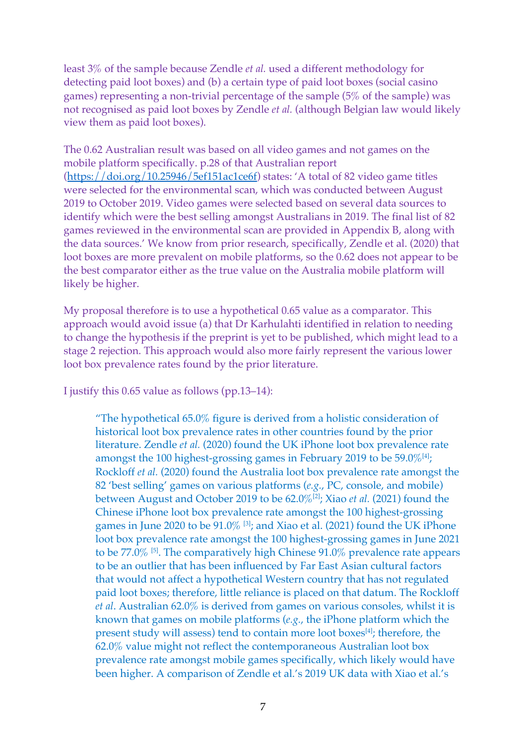least 3% of the sample because Zendle *et al.* used a different methodology for detecting paid loot boxes) and (b) a certain type of paid loot boxes (social casino games) representing a non-trivial percentage of the sample (5% of the sample) was not recognised as paid loot boxes by Zendle *et al.* (although Belgian law would likely view them as paid loot boxes).

The 0.62 Australian result was based on all video games and not games on the mobile platform specifically. p.28 of that Australian report (https://doi.org/10.25946/5ef151ac1ce6f) states: 'A total of 82 video game titles were selected for the environmental scan, which was conducted between August 2019 to October 2019. Video games were selected based on several data sources to identify which were the best selling amongst Australians in 2019. The final list of 82 games reviewed in the environmental scan are provided in Appendix B, along with the data sources.' We know from prior research, specifically, Zendle et al. (2020) that loot boxes are more prevalent on mobile platforms, so the 0.62 does not appear to be the best comparator either as the true value on the Australia mobile platform will likely be higher.

My proposal therefore is to use a hypothetical 0.65 value as a comparator. This approach would avoid issue (a) that Dr Karhulahti identified in relation to needing to change the hypothesis if the preprint is yet to be published, which might lead to a stage 2 rejection. This approach would also more fairly represent the various lower loot box prevalence rates found by the prior literature.

I justify this 0.65 value as follows (pp.13–14):

> "The hypothetical 65.0% figure is derived from a holistic consideration of historical loot box prevalence rates in other countries found by the prior literature. Zendle *et al.* (2020) found the UK iPhone loot box prevalence rate amongst the 100 highest-grossing games in February 2019 to be 59.0%[4]; Rockloff *et al.* (2020) found the Australia loot box prevalence rate amongst the 82 'best selling' games on various platforms (*e.g.*, PC, console, and mobile) between August and October 2019 to be 62.0%[2]; Xiao *et al.* (2021) found the Chinese iPhone loot box prevalence rate amongst the 100 highest-grossing games in June 2020 to be 91.0% [3]; and Xiao et al. (2021) found the UK iPhone loot box prevalence rate amongst the 100 highest-grossing games in June 2021 to be 77.0% [5]. The comparatively high Chinese 91.0% prevalence rate appears to be an outlier that has been influenced by Far East Asian cultural factors that would not affect a hypothetical Western country that has not regulated paid loot boxes; therefore, little reliance is placed on that datum. The Rockloff *et al*. Australian 62.0% is derived from games on various consoles, whilst it is known that games on mobile platforms (*e.g.*, the iPhone platform which the present study will assess) tend to contain more loot boxes[4]; therefore, the 62.0% value might not reflect the contemporaneous Australian loot box prevalence rate amongst mobile games specifically, which likely would have been higher. A comparison of Zendle et al.'s 2019 UK data with Xiao et al.'s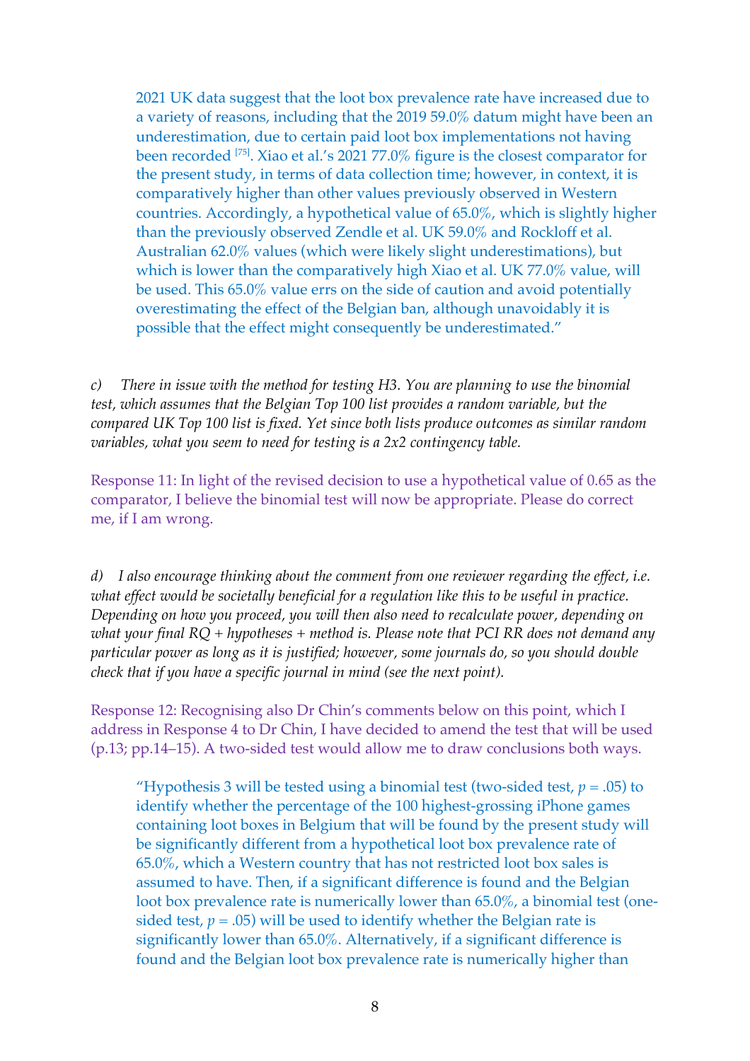2021 UK data suggest that the loot box prevalence rate have increased due to a variety of reasons, including that the 2019 59.0% datum might have been an underestimation, due to certain paid loot box implementations not having been recorded [75]. Xiao et al.'s 2021 77.0% figure is the closest comparator for the present study, in terms of data collection time; however, in context, it is comparatively higher than other values previously observed in Western countries. Accordingly, a hypothetical value of 65.0%, which is slightly higher than the previously observed Zendle et al. UK 59.0% and Rockloff et al. Australian 62.0% values (which were likely slight underestimations), but which is lower than the comparatively high Xiao et al. UK 77.0% value, will be used. This 65.0% value errs on the side of caution and avoid potentially overestimating the effect of the Belgian ban, although unavoidably it is possible that the effect might consequently be underestimated."

*c) There in issue with the method for testing H3. You are planning to use the binomial test, which assumes that the Belgian Top 100 list provides a random variable, but the compared UK Top 100 list is fixed. Yet since both lists produce outcomes as similar random variables, what you seem to need for testing is a 2x2 contingency table.*

Response 11: In light of the revised decision to use a hypothetical value of 0.65 as the comparator, I believe the binomial test will now be appropriate. Please do correct me, if I am wrong.

*d) I also encourage thinking about the comment from one reviewer regarding the effect, i.e. what effect would be societally beneficial for a regulation like this to be useful in practice. Depending on how you proceed, you will then also need to recalculate power, depending on what your final RQ + hypotheses + method is. Please note that PCI RR does not demand any particular power as long as it is justified; however, some journals do, so you should double check that if you have a specific journal in mind (see the next point).*

Response 12: Recognising also Dr Chin's comments below on this point, which I address in Response 4 to Dr Chin, I have decided to amend the test that will be used (p.13; pp.14–15). A two-sided test would allow me to draw conclusions both ways.

"Hypothesis 3 will be tested using a binomial test (two-sided test, $p = .05$) to identify whether the percentage of the 100 highest-grossing iPhone games containing loot boxes in Belgium that will be found by the present study will be significantly different from a hypothetical loot box prevalence rate of 65.0%, which a Western country that has not restricted loot box sales is assumed to have. Then, if a significant difference is found and the Belgian loot box prevalence rate is numerically lower than 65.0%, a binomial test (one-sided test, $p = .05$) will be used to identify whether the Belgian rate is significantly lower than 65.0%. Alternatively, if a significant difference is found and the Belgian loot box prevalence rate is numerically higher than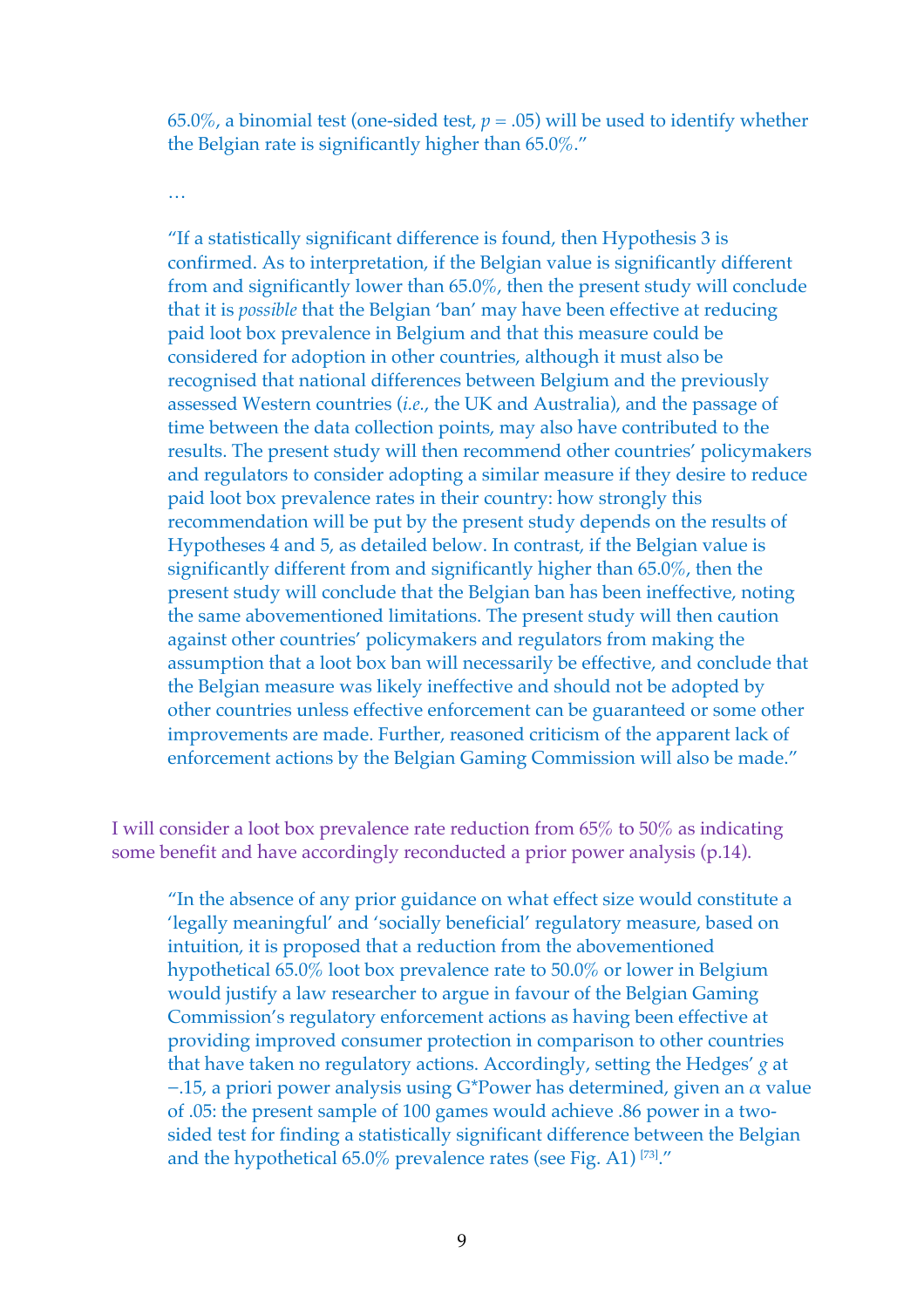> 65.0%, a binomial test (one-sided test, $p = .05$) will be used to identify whether the Belgian rate is significantly higher than 65.0%."
>
> …
>
> "If a statistically significant difference is found, then Hypothesis 3 is confirmed. As to interpretation, if the Belgian value is significantly different from and significantly lower than 65.0%, then the present study will conclude that it is *possible* that the Belgian 'ban' may have been effective at reducing paid loot box prevalence in Belgium and that this measure could be considered for adoption in other countries, although it must also be recognised that national differences between Belgium and the previously assessed Western countries (*i.e.*, the UK and Australia), and the passage of time between the data collection points, may also have contributed to the results. The present study will then recommend other countries' policymakers and regulators to consider adopting a similar measure if they desire to reduce paid loot box prevalence rates in their country: how strongly this recommendation will be put by the present study depends on the results of Hypotheses 4 and 5, as detailed below. In contrast, if the Belgian value is significantly different from and significantly higher than 65.0%, then the present study will conclude that the Belgian ban has been ineffective, noting the same abovementioned limitations. The present study will then caution against other countries' policymakers and regulators from making the assumption that a loot box ban will necessarily be effective, and conclude that the Belgian measure was likely ineffective and should not be adopted by other countries unless effective enforcement can be guaranteed or some other improvements are made. Further, reasoned criticism of the apparent lack of enforcement actions by the Belgian Gaming Commission will also be made."

I will consider a loot box prevalence rate reduction from 65% to 50% as indicating some benefit and have accordingly reconducted a prior power analysis (p.14).

> "In the absence of any prior guidance on what effect size would constitute a 'legally meaningful' and 'socially beneficial' regulatory measure, based on intuition, it is proposed that a reduction from the abovementioned hypothetical 65.0% loot box prevalence rate to 50.0% or lower in Belgium would justify a law researcher to argue in favour of the Belgian Gaming Commission's regulatory enforcement actions as having been effective at providing improved consumer protection in comparison to other countries that have taken no regulatory actions. Accordingly, setting the Hedges' $g$ at $-.15$, a priori power analysis using G*Power has determined, given an $\alpha$ value of .05: the present sample of 100 games would achieve .86 power in a two-sided test for finding a statistically significant difference between the Belgian and the hypothetical 65.0% prevalence rates (see Fig. A1) [73]."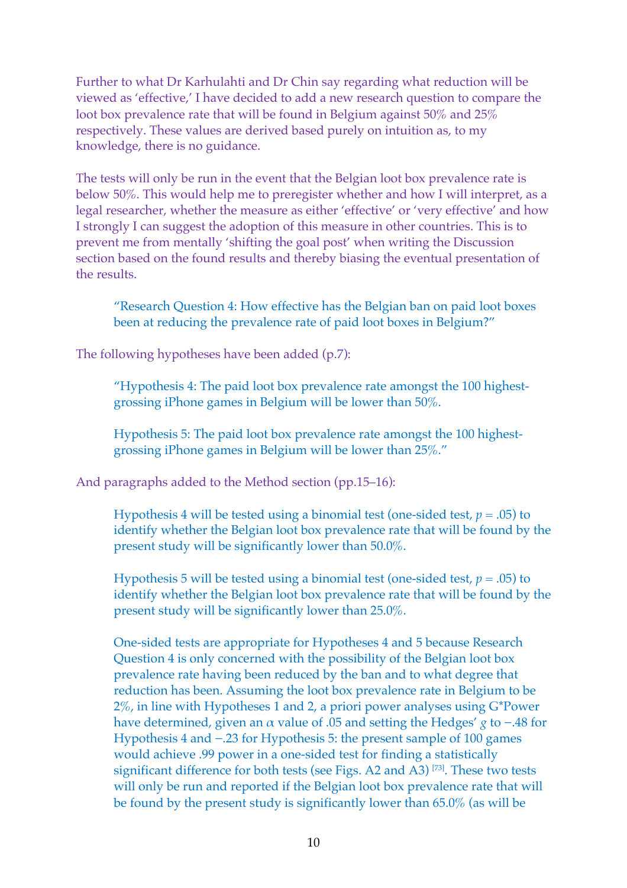Further to what Dr Karhulahti and Dr Chin say regarding what reduction will be viewed as 'effective,' I have decided to add a new research question to compare the loot box prevalence rate that will be found in Belgium against 50% and 25% respectively. These values are derived based purely on intuition as, to my knowledge, there is no guidance.

The tests will only be run in the event that the Belgian loot box prevalence rate is below 50%. This would help me to preregister whether and how I will interpret, as a legal researcher, whether the measure as either 'effective' or 'very effective' and how I strongly I can suggest the adoption of this measure in other countries. This is to prevent me from mentally 'shifting the goal post' when writing the Discussion section based on the found results and thereby biasing the eventual presentation of the results.

> "Research Question 4: How effective has the Belgian ban on paid loot boxes been at reducing the prevalence rate of paid loot boxes in Belgium?"

The following hypotheses have been added (p.7):

> "Hypothesis 4: The paid loot box prevalence rate amongst the 100 highest-grossing iPhone games in Belgium will be lower than 50%.
>
> Hypothesis 5: The paid loot box prevalence rate amongst the 100 highest-grossing iPhone games in Belgium will be lower than 25%."

And paragraphs added to the Method section (pp.15–16):

> Hypothesis 4 will be tested using a binomial test (one-sided test, $p = .05$) to identify whether the Belgian loot box prevalence rate that will be found by the present study will be significantly lower than 50.0%.
>
> Hypothesis 5 will be tested using a binomial test (one-sided test, $p = .05$) to identify whether the Belgian loot box prevalence rate that will be found by the present study will be significantly lower than 25.0%.
>
> One-sided tests are appropriate for Hypotheses 4 and 5 because Research Question 4 is only concerned with the possibility of the Belgian loot box prevalence rate having been reduced by the ban and to what degree that reduction has been. Assuming the loot box prevalence rate in Belgium to be 2%, in line with Hypotheses 1 and 2, a priori power analyses using G*Power have determined, given an $\alpha$ value of .05 and setting the Hedges' $g$ to −.48 for Hypothesis 4 and −.23 for Hypothesis 5: the present sample of 100 games would achieve .99 power in a one-sided test for finding a statistically significant difference for both tests (see Figs. A2 and A3) [73]. These two tests will only be run and reported if the Belgian loot box prevalence rate that will be found by the present study is significantly lower than 65.0% (as will be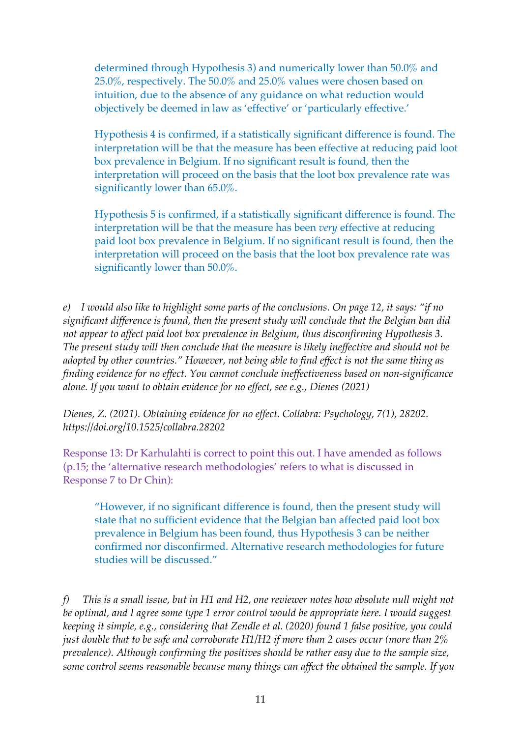> determined through Hypothesis 3) and numerically lower than 50.0% and 25.0%, respectively. The 50.0% and 25.0% values were chosen based on intuition, due to the absence of any guidance on what reduction would objectively be deemed in law as 'effective' or 'particularly effective.'
>
> Hypothesis 4 is confirmed, if a statistically significant difference is found. The interpretation will be that the measure has been effective at reducing paid loot box prevalence in Belgium. If no significant result is found, then the interpretation will proceed on the basis that the loot box prevalence rate was significantly lower than 65.0%.
>
> Hypothesis 5 is confirmed, if a statistically significant difference is found. The interpretation will be that the measure has been *very* effective at reducing paid loot box prevalence in Belgium. If no significant result is found, then the interpretation will proceed on the basis that the loot box prevalence rate was significantly lower than 50.0%.

*e) I would also like to highlight some parts of the conclusions. On page 12, it says: "if no significant difference is found, then the present study will conclude that the Belgian ban did not appear to affect paid loot box prevalence in Belgium, thus disconfirming Hypothesis 3. The present study will then conclude that the measure is likely ineffective and should not be adopted by other countries." However, not being able to find effect is not the same thing as finding evidence for no effect. You cannot conclude ineffectiveness based on non-significance alone. If you want to obtain evidence for no effect, see e.g., Dienes (2021)*

*Dienes, Z. (2021). Obtaining evidence for no effect. Collabra: Psychology, 7(1), 28202. https://doi.org/10.1525/collabra.28202*

Response 13: Dr Karhulahti is correct to point this out. I have amended as follows (p.15; the 'alternative research methodologies' refers to what is discussed in Response 7 to Dr Chin):

> "However, if no significant difference is found, then the present study will state that no sufficient evidence that the Belgian ban affected paid loot box prevalence in Belgium has been found, thus Hypothesis 3 can be neither confirmed nor disconfirmed. Alternative research methodologies for future studies will be discussed."

*f) This is a small issue, but in H1 and H2, one reviewer notes how absolute null might not be optimal, and I agree some type 1 error control would be appropriate here. I would suggest keeping it simple, e.g., considering that Zendle et al. (2020) found 1 false positive, you could just double that to be safe and corroborate H1/H2 if more than 2 cases occur (more than 2% prevalence). Although confirming the positives should be rather easy due to the sample size, some control seems reasonable because many things can affect the obtained the sample. If you*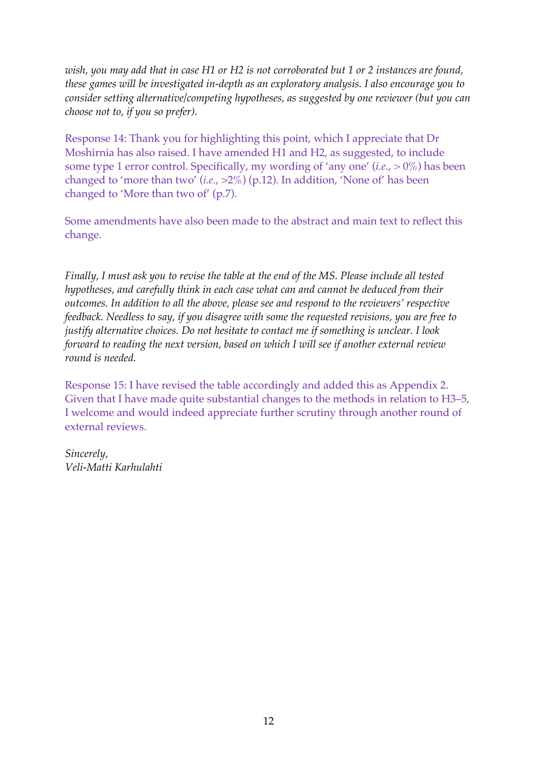*wish, you may add that in case H1 or H2 is not corroborated but 1 or 2 instances are found, these games will be investigated in-depth as an exploratory analysis. I also encourage you to consider setting alternative/competing hypotheses, as suggested by one reviewer (but you can choose not to, if you so prefer).*

Response 14: Thank you for highlighting this point, which I appreciate that Dr Moshirnia has also raised. I have amended H1 and H2, as suggested, to include some type 1 error control. Specifically, my wording of 'any one' (*i.e.*, > 0%) has been changed to 'more than two' (*i.e.*, >2%) (p.12). In addition, 'None of' has been changed to 'More than two of' (p.7).

Some amendments have also been made to the abstract and main text to reflect this change.

*Finally, I must ask you to revise the table at the end of the MS. Please include all tested hypotheses, and carefully think in each case what can and cannot be deduced from their outcomes. In addition to all the above, please see and respond to the reviewers' respective feedback. Needless to say, if you disagree with some the requested revisions, you are free to justify alternative choices. Do not hesitate to contact me if something is unclear. I look forward to reading the next version, based on which I will see if another external review round is needed.*

Response 15: I have revised the table accordingly and added this as Appendix 2. Given that I have made quite substantial changes to the methods in relation to H3–5, I welcome and would indeed appreciate further scrutiny through another round of external reviews.

*Sincerely,*
*Veli-Matti Karhulahti*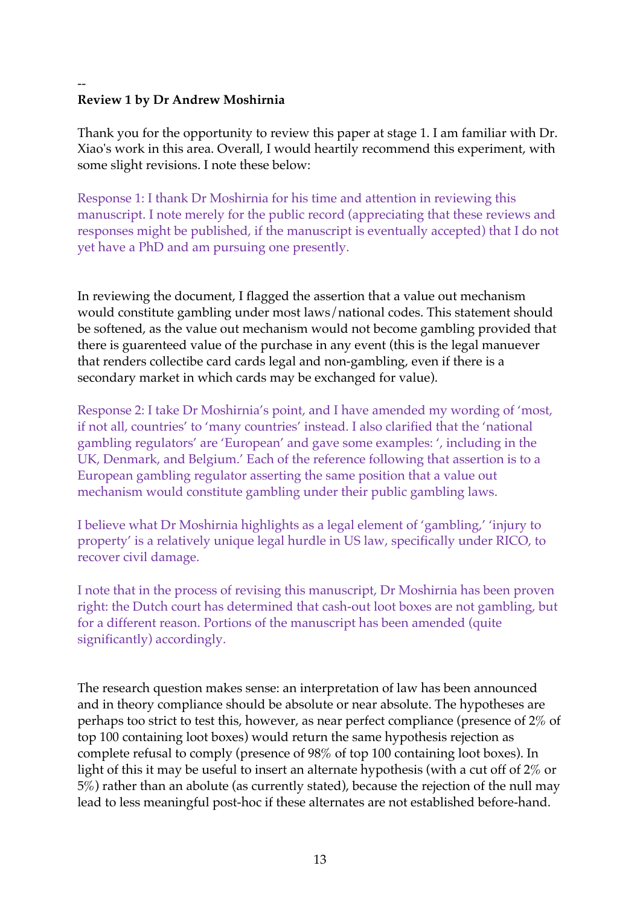--

**Review 1 by Dr Andrew Moshirnia**

Thank you for the opportunity to review this paper at stage 1. I am familiar with Dr. Xiao's work in this area. Overall, I would heartily recommend this experiment, with some slight revisions. I note these below:

Response 1: I thank Dr Moshirnia for his time and attention in reviewing this manuscript. I note merely for the public record (appreciating that these reviews and responses might be published, if the manuscript is eventually accepted) that I do not yet have a PhD and am pursuing one presently.

In reviewing the document, I flagged the assertion that a value out mechanism would constitute gambling under most laws/national codes. This statement should be softened, as the value out mechanism would not become gambling provided that there is guarenteed value of the purchase in any event (this is the legal manuever that renders collectibe card cards legal and non-gambling, even if there is a secondary market in which cards may be exchanged for value).

Response 2: I take Dr Moshirnia's point, and I have amended my wording of 'most, if not all, countries' to 'many countries' instead. I also clarified that the 'national gambling regulators' are 'European' and gave some examples: ', including in the UK, Denmark, and Belgium.' Each of the reference following that assertion is to a European gambling regulator asserting the same position that a value out mechanism would constitute gambling under their public gambling laws.

I believe what Dr Moshirnia highlights as a legal element of 'gambling,' 'injury to property' is a relatively unique legal hurdle in US law, specifically under RICO, to recover civil damage.

I note that in the process of revising this manuscript, Dr Moshirnia has been proven right: the Dutch court has determined that cash-out loot boxes are not gambling, but for a different reason. Portions of the manuscript has been amended (quite significantly) accordingly.

The research question makes sense: an interpretation of law has been announced and in theory compliance should be absolute or near absolute. The hypotheses are perhaps too strict to test this, however, as near perfect compliance (presence of 2% of top 100 containing loot boxes) would return the same hypothesis rejection as complete refusal to comply (presence of 98% of top 100 containing loot boxes). In light of this it may be useful to insert an alternate hypothesis (with a cut off of 2% or 5%) rather than an abolute (as currently stated), because the rejection of the null may lead to less meaningful post-hoc if these alternates are not established before-hand.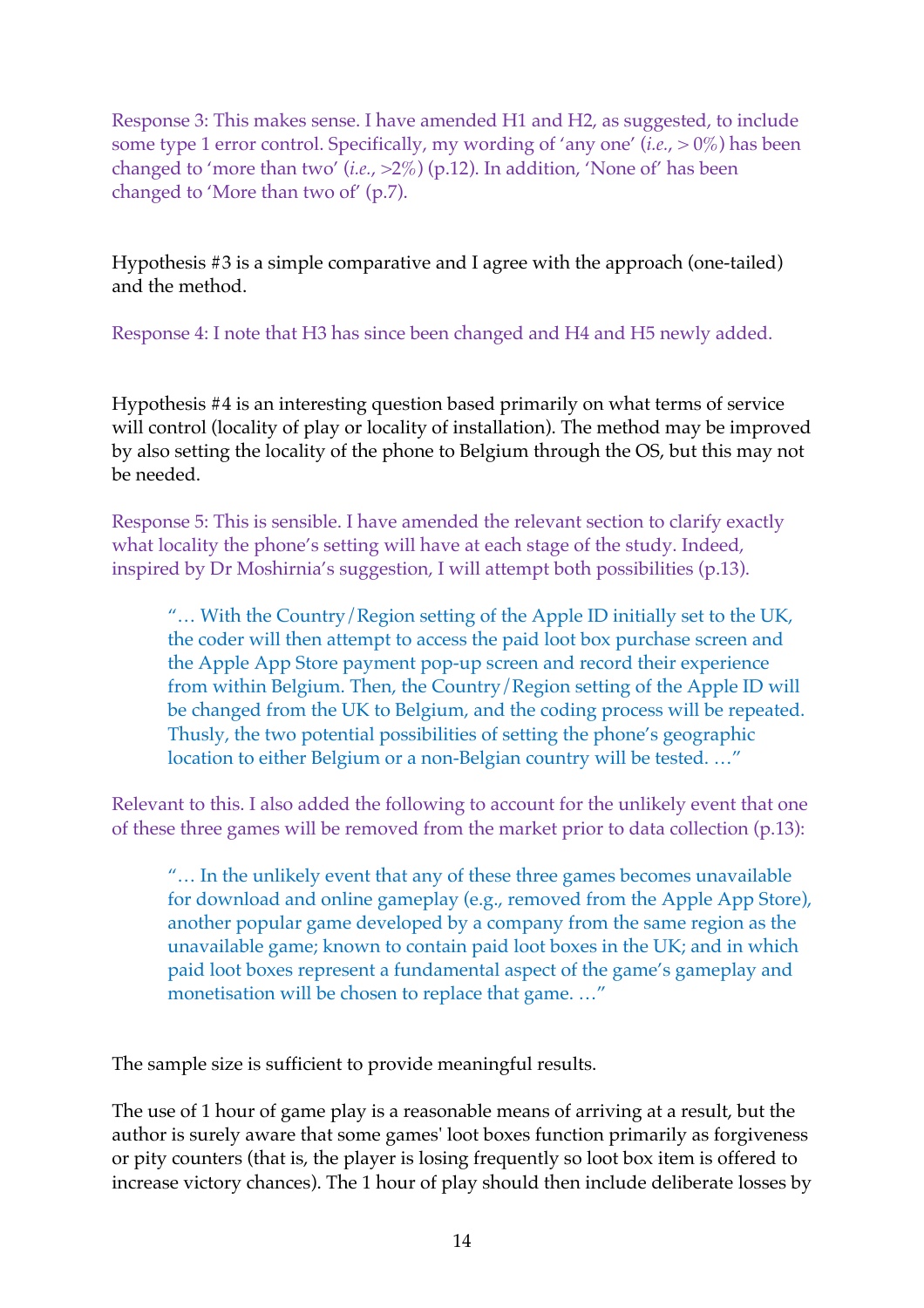Response 3: This makes sense. I have amended H1 and H2, as suggested, to include some type 1 error control. Specifically, my wording of 'any one' (*i.e.*, > 0%) has been changed to 'more than two' (*i.e.*, >2%) (p.12). In addition, 'None of' has been changed to 'More than two of' (p.7).

Hypothesis #3 is a simple comparative and I agree with the approach (one-tailed) and the method.

Response 4: I note that H3 has since been changed and H4 and H5 newly added.

Hypothesis #4 is an interesting question based primarily on what terms of service will control (locality of play or locality of installation). The method may be improved by also setting the locality of the phone to Belgium through the OS, but this may not be needed.

Response 5: This is sensible. I have amended the relevant section to clarify exactly what locality the phone's setting will have at each stage of the study. Indeed, inspired by Dr Moshirnia's suggestion, I will attempt both possibilities (p.13).

> "… With the Country/Region setting of the Apple ID initially set to the UK, the coder will then attempt to access the paid loot box purchase screen and the Apple App Store payment pop-up screen and record their experience from within Belgium. Then, the Country/Region setting of the Apple ID will be changed from the UK to Belgium, and the coding process will be repeated. Thusly, the two potential possibilities of setting the phone's geographic location to either Belgium or a non-Belgian country will be tested. …"

Relevant to this. I also added the following to account for the unlikely event that one of these three games will be removed from the market prior to data collection (p.13):

> "… In the unlikely event that any of these three games becomes unavailable for download and online gameplay (e.g., removed from the Apple App Store), another popular game developed by a company from the same region as the unavailable game; known to contain paid loot boxes in the UK; and in which paid loot boxes represent a fundamental aspect of the game's gameplay and monetisation will be chosen to replace that game. …"

The sample size is sufficient to provide meaningful results.

The use of 1 hour of game play is a reasonable means of arriving at a result, but the author is surely aware that some games' loot boxes function primarily as forgiveness or pity counters (that is, the player is losing frequently so loot box item is offered to increase victory chances). The 1 hour of play should then include deliberate losses by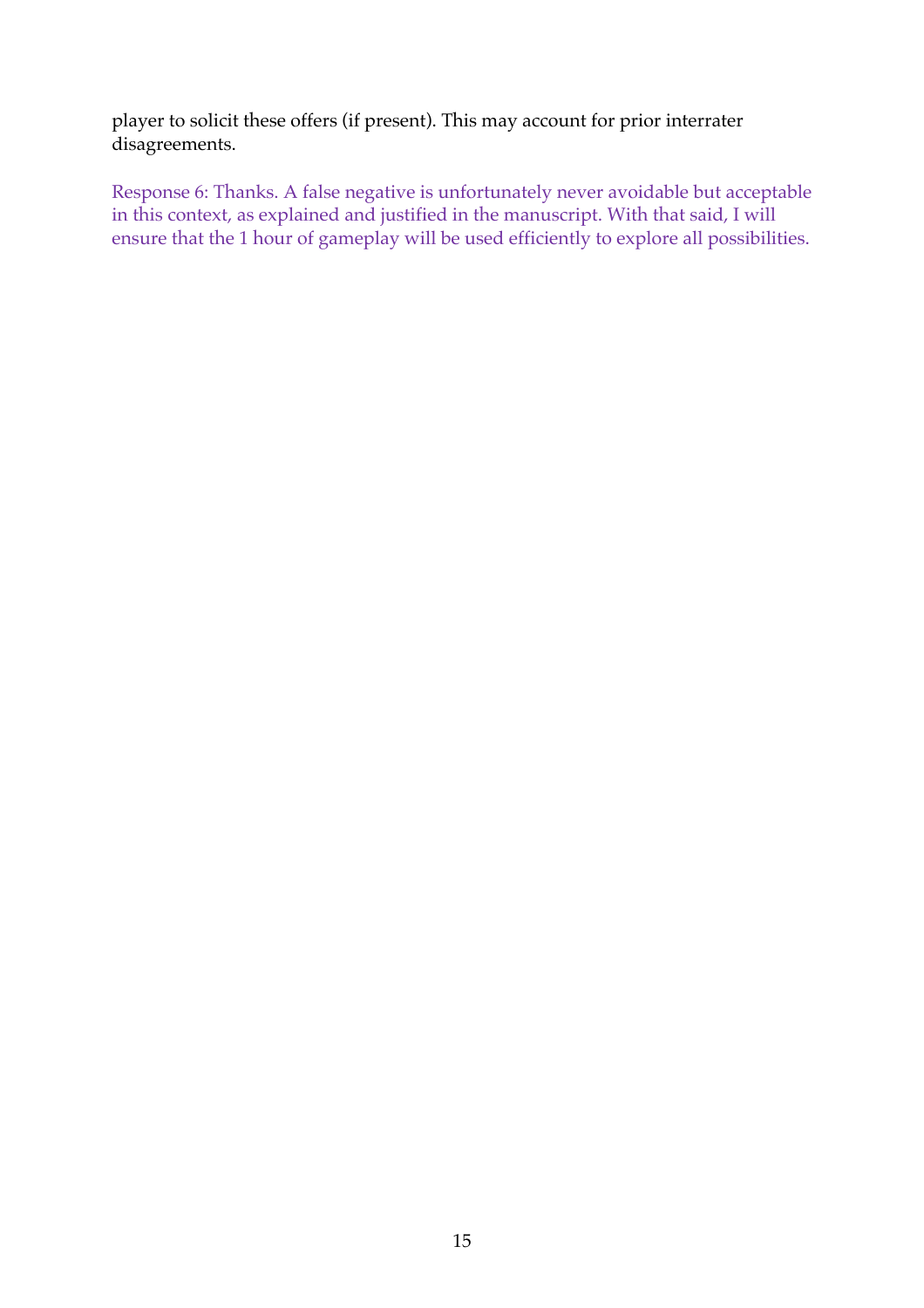player to solicit these offers (if present). This may account for prior interrater disagreements.

Response 6: Thanks. A false negative is unfortunately never avoidable but acceptable in this context, as explained and justified in the manuscript. With that said, I will ensure that the 1 hour of gameplay will be used efficiently to explore all possibilities.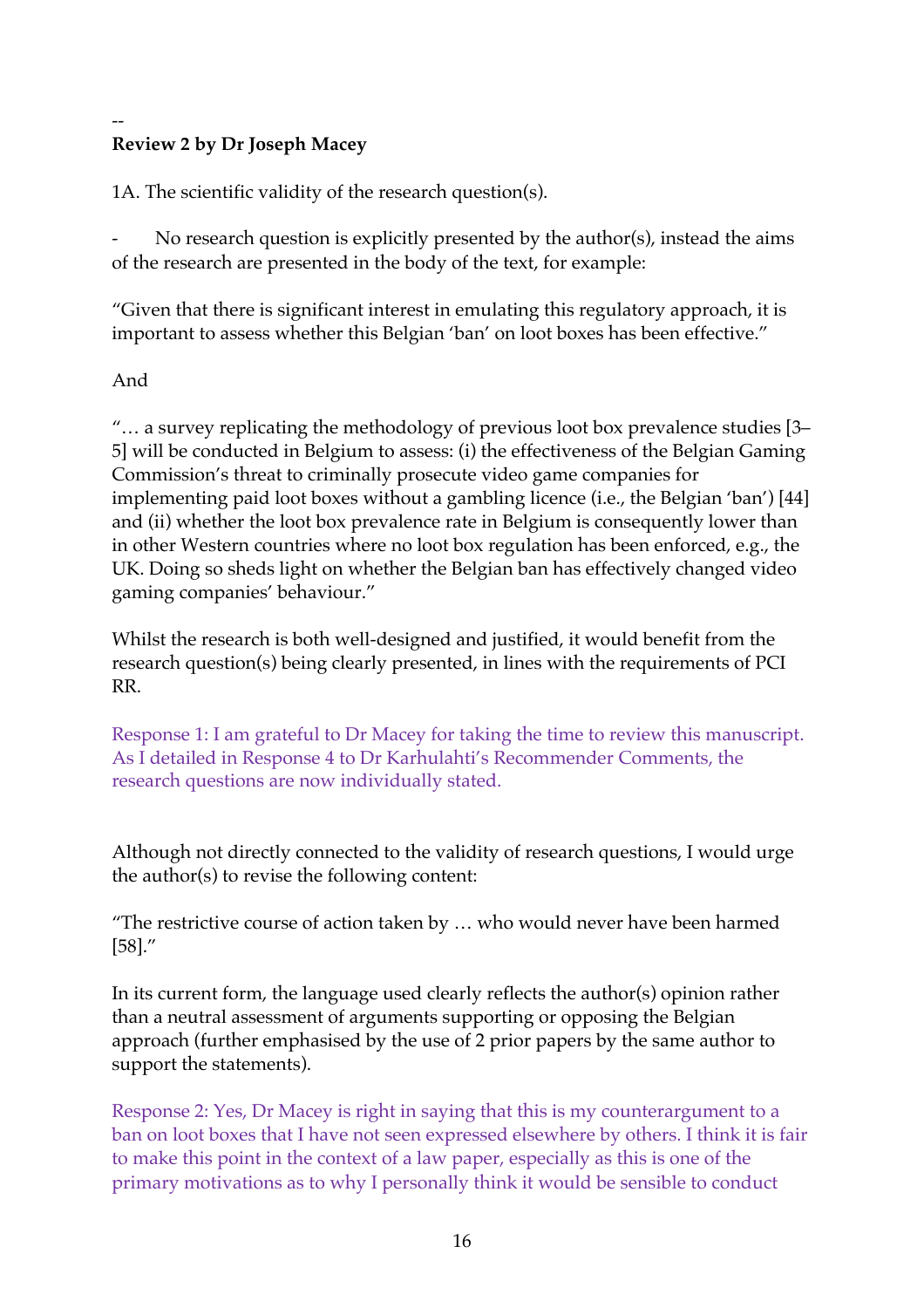--

**Review 2 by Dr Joseph Macey**

1A. The scientific validity of the research question(s).

- No research question is explicitly presented by the author(s), instead the aims of the research are presented in the body of the text, for example:

"Given that there is significant interest in emulating this regulatory approach, it is important to assess whether this Belgian 'ban' on loot boxes has been effective."

And

"… a survey replicating the methodology of previous loot box prevalence studies [3–5] will be conducted in Belgium to assess: (i) the effectiveness of the Belgian Gaming Commission's threat to criminally prosecute video game companies for implementing paid loot boxes without a gambling licence (i.e., the Belgian 'ban') [44] and (ii) whether the loot box prevalence rate in Belgium is consequently lower than in other Western countries where no loot box regulation has been enforced, e.g., the UK. Doing so sheds light on whether the Belgian ban has effectively changed video gaming companies' behaviour."

Whilst the research is both well-designed and justified, it would benefit from the research question(s) being clearly presented, in lines with the requirements of PCI RR.

Response 1: I am grateful to Dr Macey for taking the time to review this manuscript. As I detailed in Response 4 to Dr Karhulahti's Recommender Comments, the research questions are now individually stated.

Although not directly connected to the validity of research questions, I would urge the author(s) to revise the following content:

"The restrictive course of action taken by … who would never have been harmed [58]."

In its current form, the language used clearly reflects the author(s) opinion rather than a neutral assessment of arguments supporting or opposing the Belgian approach (further emphasised by the use of 2 prior papers by the same author to support the statements).

Response 2: Yes, Dr Macey is right in saying that this is my counterargument to a ban on loot boxes that I have not seen expressed elsewhere by others. I think it is fair to make this point in the context of a law paper, especially as this is one of the primary motivations as to why I personally think it would be sensible to conduct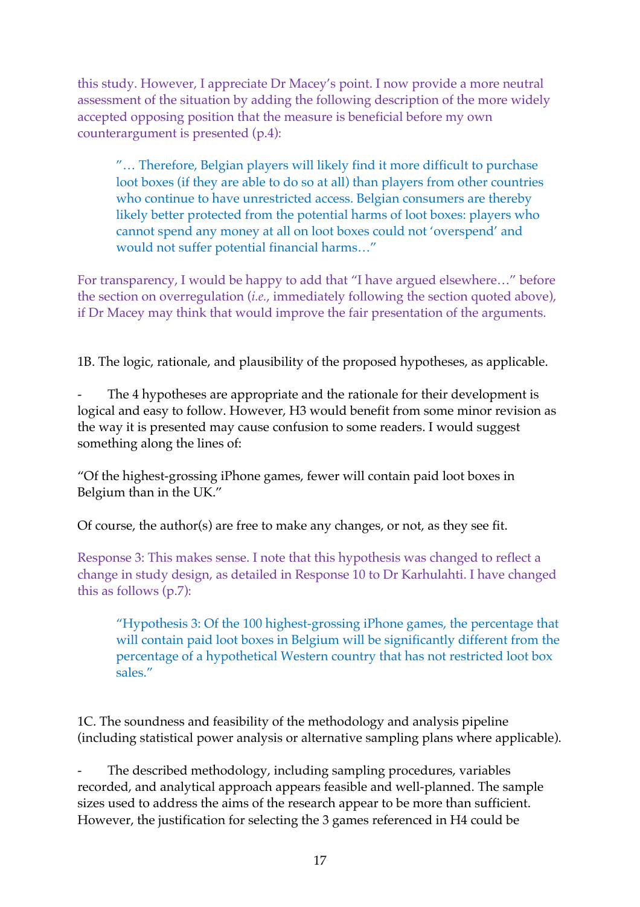this study. However, I appreciate Dr Macey's point. I now provide a more neutral assessment of the situation by adding the following description of the more widely accepted opposing position that the measure is beneficial before my own counterargument is presented (p.4):

> "… Therefore, Belgian players will likely find it more difficult to purchase loot boxes (if they are able to do so at all) than players from other countries who continue to have unrestricted access. Belgian consumers are thereby likely better protected from the potential harms of loot boxes: players who cannot spend any money at all on loot boxes could not 'overspend' and would not suffer potential financial harms…"

For transparency, I would be happy to add that "I have argued elsewhere…" before the section on overregulation (*i.e.*, immediately following the section quoted above), if Dr Macey may think that would improve the fair presentation of the arguments.

1B. The logic, rationale, and plausibility of the proposed hypotheses, as applicable.

- The 4 hypotheses are appropriate and the rationale for their development is logical and easy to follow. However, H3 would benefit from some minor revision as the way it is presented may cause confusion to some readers. I would suggest something along the lines of:

"Of the highest-grossing iPhone games, fewer will contain paid loot boxes in Belgium than in the UK."

Of course, the author(s) are free to make any changes, or not, as they see fit.

Response 3: This makes sense. I note that this hypothesis was changed to reflect a change in study design, as detailed in Response 10 to Dr Karhulahti. I have changed this as follows (p.7):

> "Hypothesis 3: Of the 100 highest-grossing iPhone games, the percentage that will contain paid loot boxes in Belgium will be significantly different from the percentage of a hypothetical Western country that has not restricted loot box sales."

1C. The soundness and feasibility of the methodology and analysis pipeline (including statistical power analysis or alternative sampling plans where applicable).

- The described methodology, including sampling procedures, variables recorded, and analytical approach appears feasible and well-planned. The sample sizes used to address the aims of the research appear to be more than sufficient. However, the justification for selecting the 3 games referenced in H4 could be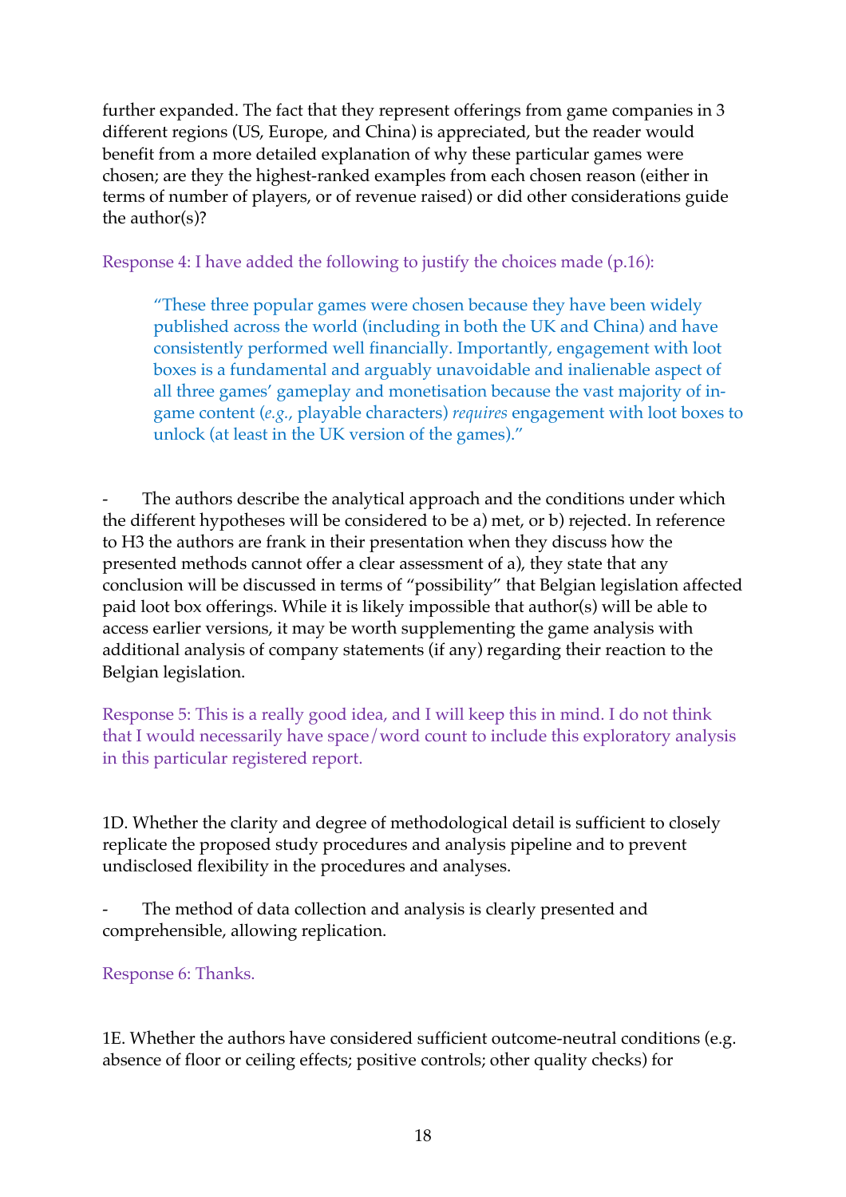further expanded. The fact that they represent offerings from game companies in 3 different regions (US, Europe, and China) is appreciated, but the reader would benefit from a more detailed explanation of why these particular games were chosen; are they the highest-ranked examples from each chosen reason (either in terms of number of players, or of revenue raised) or did other considerations guide the author(s)?

Response 4: I have added the following to justify the choices made (p.16):

> "These three popular games were chosen because they have been widely published across the world (including in both the UK and China) and have consistently performed well financially. Importantly, engagement with loot boxes is a fundamental and arguably unavoidable and inalienable aspect of all three games' gameplay and monetisation because the vast majority of in-game content (*e.g.*, playable characters) *requires* engagement with loot boxes to unlock (at least in the UK version of the games)."

- The authors describe the analytical approach and the conditions under which the different hypotheses will be considered to be a) met, or b) rejected. In reference to H3 the authors are frank in their presentation when they discuss how the presented methods cannot offer a clear assessment of a), they state that any conclusion will be discussed in terms of "possibility" that Belgian legislation affected paid loot box offerings. While it is likely impossible that author(s) will be able to access earlier versions, it may be worth supplementing the game analysis with additional analysis of company statements (if any) regarding their reaction to the Belgian legislation.

Response 5: This is a really good idea, and I will keep this in mind. I do not think that I would necessarily have space/word count to include this exploratory analysis in this particular registered report.

1D. Whether the clarity and degree of methodological detail is sufficient to closely replicate the proposed study procedures and analysis pipeline and to prevent undisclosed flexibility in the procedures and analyses.

- The method of data collection and analysis is clearly presented and comprehensible, allowing replication.

Response 6: Thanks.

1E. Whether the authors have considered sufficient outcome-neutral conditions (e.g. absence of floor or ceiling effects; positive controls; other quality checks) for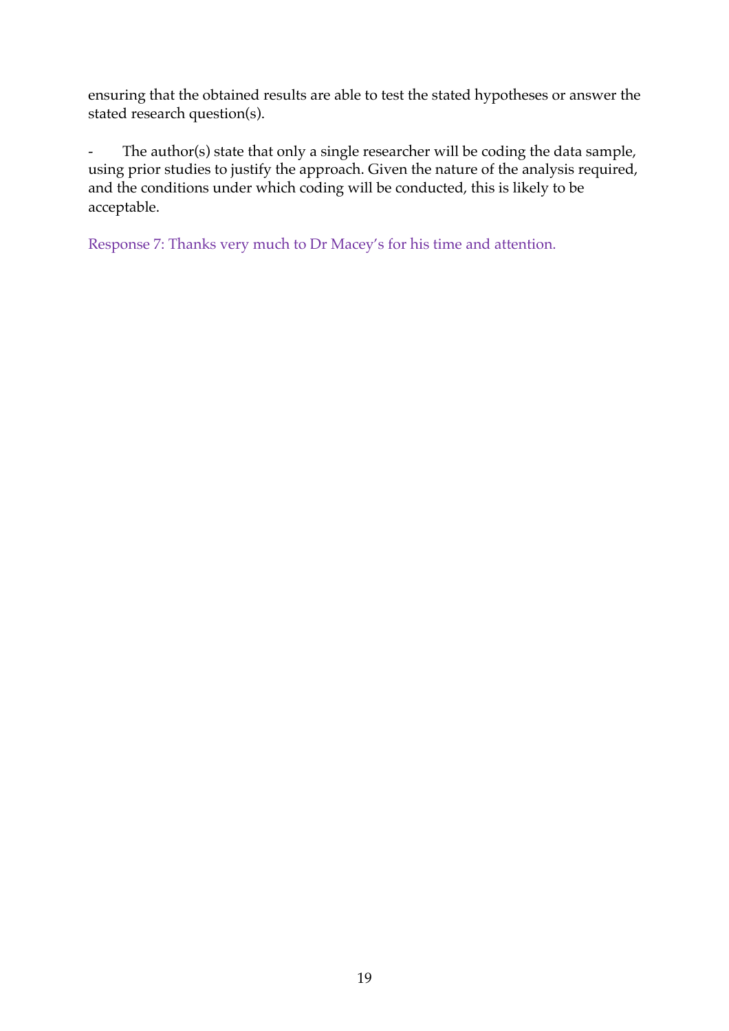ensuring that the obtained results are able to test the stated hypotheses or answer the stated research question(s).

- The author(s) state that only a single researcher will be coding the data sample, using prior studies to justify the approach. Given the nature of the analysis required, and the conditions under which coding will be conducted, this is likely to be acceptable.

Response 7: Thanks very much to Dr Macey's for his time and attention.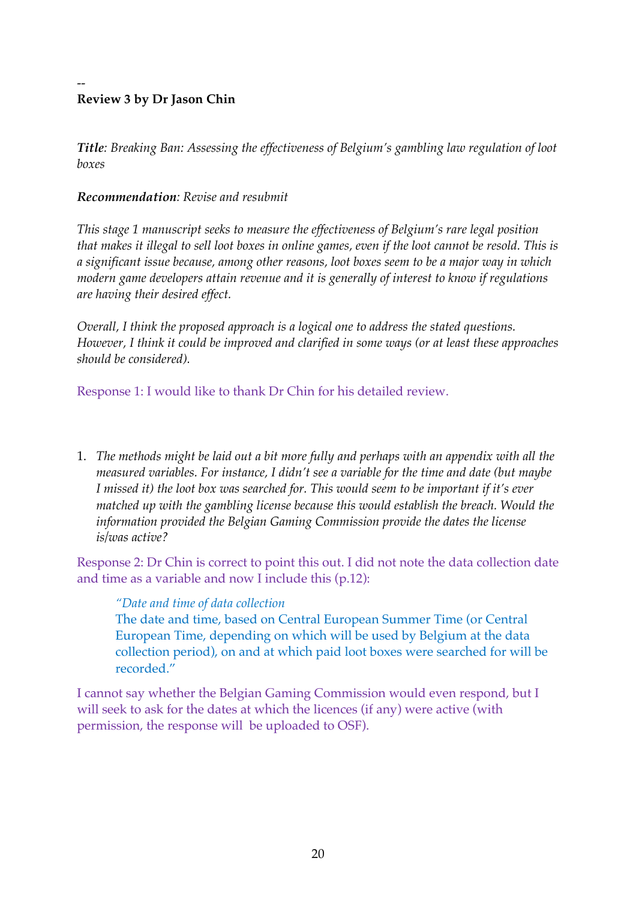--

**Review 3 by Dr Jason Chin**

***Title***: *Breaking Ban: Assessing the effectiveness of Belgium's gambling law regulation of loot boxes*

***Recommendation***: *Revise and resubmit*

*This stage 1 manuscript seeks to measure the effectiveness of Belgium's rare legal position that makes it illegal to sell loot boxes in online games, even if the loot cannot be resold. This is a significant issue because, among other reasons, loot boxes seem to be a major way in which modern game developers attain revenue and it is generally of interest to know if regulations are having their desired effect.*

*Overall, I think the proposed approach is a logical one to address the stated questions. However, I think it could be improved and clarified in some ways (or at least these approaches should be considered).*

Response 1: I would like to thank Dr Chin for his detailed review.

1. *The methods might be laid out a bit more fully and perhaps with an appendix with all the measured variables. For instance, I didn't see a variable for the time and date (but maybe I missed it) the loot box was searched for. This would seem to be important if it's ever matched up with the gambling license because this would establish the breach. Would the information provided the Belgian Gaming Commission provide the dates the license is/was active?*

Response 2: Dr Chin is correct to point this out. I did not note the data collection date and time as a variable and now I include this (p.12):

> *"Date and time of data collection*
> The date and time, based on Central European Summer Time (or Central European Time, depending on which will be used by Belgium at the data collection period), on and at which paid loot boxes were searched for will be recorded."

I cannot say whether the Belgian Gaming Commission would even respond, but I will seek to ask for the dates at which the licences (if any) were active (with permission, the response will be uploaded to OSF).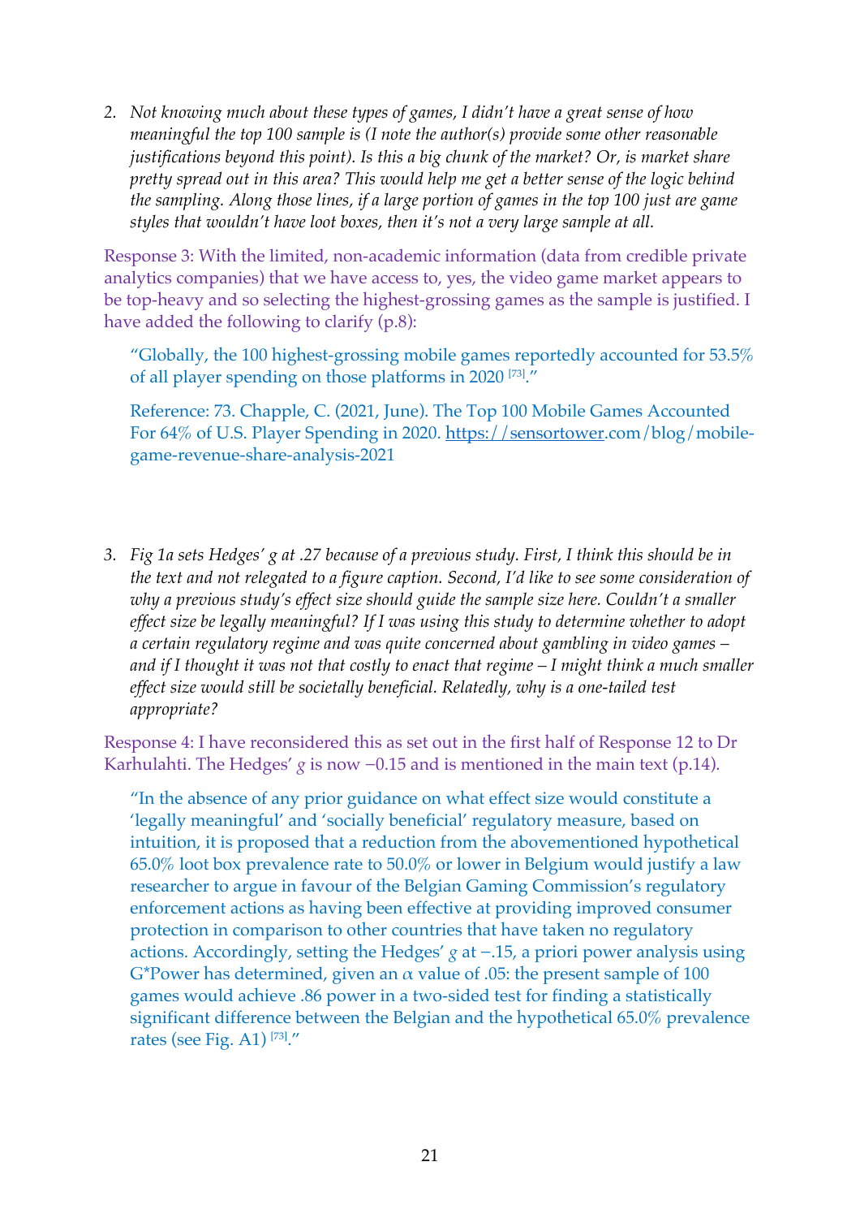2. *Not knowing much about these types of games, I didn't have a great sense of how meaningful the top 100 sample is (I note the author(s) provide some other reasonable justifications beyond this point). Is this a big chunk of the market? Or, is market share pretty spread out in this area? This would help me get a better sense of the logic behind the sampling. Along those lines, if a large portion of games in the top 100 just are game styles that wouldn't have loot boxes, then it's not a very large sample at all.*

Response 3: With the limited, non-academic information (data from credible private analytics companies) that we have access to, yes, the video game market appears to be top-heavy and so selecting the highest-grossing games as the sample is justified. I have added the following to clarify (p.8):

> "Globally, the 100 highest-grossing mobile games reportedly accounted for 53.5% of all player spending on those platforms in 2020 [73]."
>
> Reference: 73. Chapple, C. (2021, June). The Top 100 Mobile Games Accounted For 64% of U.S. Player Spending in 2020. https://sensortower.com/blog/mobile-game-revenue-share-analysis-2021

3. *Fig 1a sets Hedges' g at .27 because of a previous study. First, I think this should be in the text and not relegated to a figure caption. Second, I'd like to see some consideration of why a previous study's effect size should guide the sample size here. Couldn't a smaller effect size be legally meaningful? If I was using this study to determine whether to adopt a certain regulatory regime and was quite concerned about gambling in video games – and if I thought it was not that costly to enact that regime – I might think a much smaller effect size would still be societally beneficial. Relatedly, why is a one-tailed test appropriate?*

Response 4: I have reconsidered this as set out in the first half of Response 12 to Dr Karhulahti. The Hedges' $g$ is now −0.15 and is mentioned in the main text (p.14).

> "In the absence of any prior guidance on what effect size would constitute a 'legally meaningful' and 'socially beneficial' regulatory measure, based on intuition, it is proposed that a reduction from the abovementioned hypothetical 65.0% loot box prevalence rate to 50.0% or lower in Belgium would justify a law researcher to argue in favour of the Belgian Gaming Commission's regulatory enforcement actions as having been effective at providing improved consumer protection in comparison to other countries that have taken no regulatory actions. Accordingly, setting the Hedges' $g$ at −.15, a priori power analysis using G*Power has determined, given an $\alpha$ value of .05: the present sample of 100 games would achieve .86 power in a two-sided test for finding a statistically significant difference between the Belgian and the hypothetical 65.0% prevalence rates (see Fig. A1) [73]."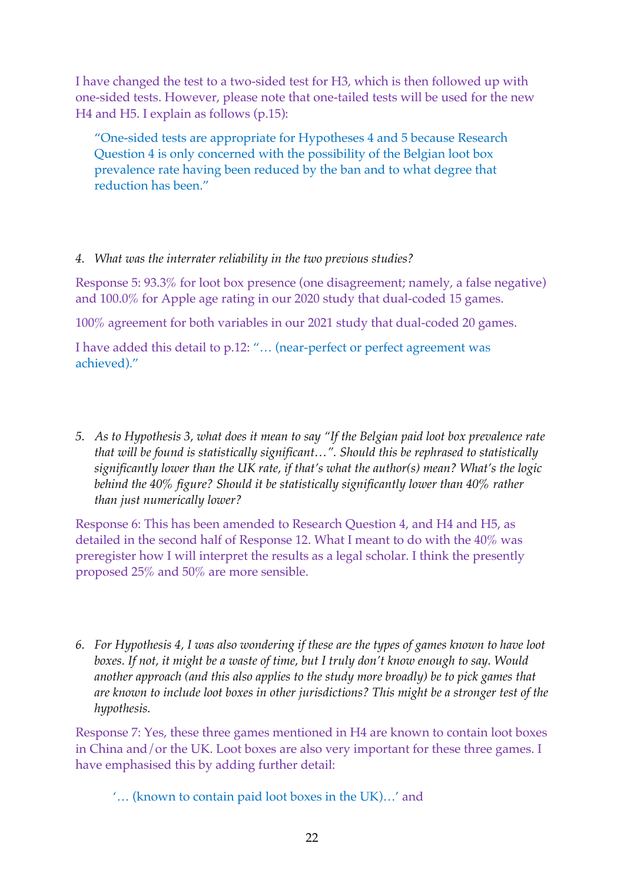I have changed the test to a two-sided test for H3, which is then followed up with one-sided tests. However, please note that one-tailed tests will be used for the new H4 and H5. I explain as follows (p.15):

> "One-sided tests are appropriate for Hypotheses 4 and 5 because Research Question 4 is only concerned with the possibility of the Belgian loot box prevalence rate having been reduced by the ban and to what degree that reduction has been."

4. *What was the interrater reliability in the two previous studies?*

Response 5: 93.3% for loot box presence (one disagreement; namely, a false negative) and 100.0% for Apple age rating in our 2020 study that dual-coded 15 games.

100% agreement for both variables in our 2021 study that dual-coded 20 games.

I have added this detail to p.12: "… (near-perfect or perfect agreement was achieved)."

5. *As to Hypothesis 3, what does it mean to say "If the Belgian paid loot box prevalence rate that will be found is statistically significant…". Should this be rephrased to statistically significantly lower than the UK rate, if that's what the author(s) mean? What's the logic behind the 40% figure? Should it be statistically significantly lower than 40% rather than just numerically lower?*

Response 6: This has been amended to Research Question 4, and H4 and H5, as detailed in the second half of Response 12. What I meant to do with the 40% was preregister how I will interpret the results as a legal scholar. I think the presently proposed 25% and 50% are more sensible.

6. *For Hypothesis 4, I was also wondering if these are the types of games known to have loot boxes. If not, it might be a waste of time, but I truly don't know enough to say. Would another approach (and this also applies to the study more broadly) be to pick games that are known to include loot boxes in other jurisdictions? This might be a stronger test of the hypothesis.*

Response 7: Yes, these three games mentioned in H4 are known to contain loot boxes in China and/or the UK. Loot boxes are also very important for these three games. I have emphasised this by adding further detail:

> '… (known to contain paid loot boxes in the UK)…' and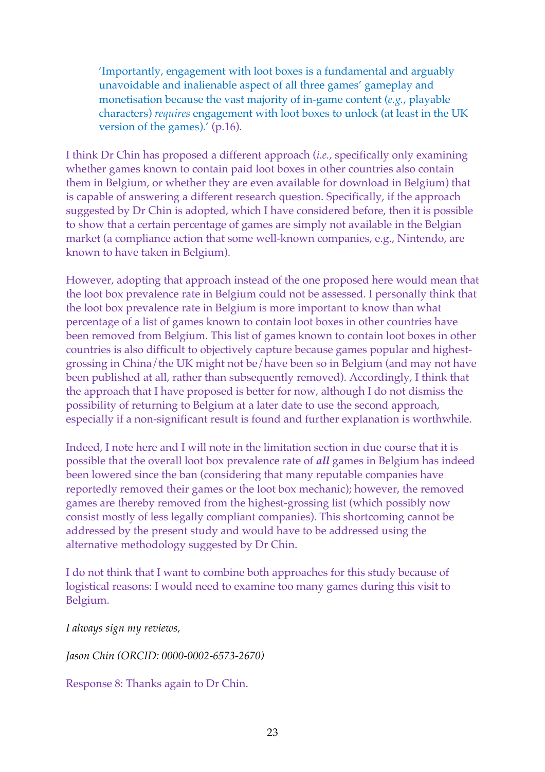> 'Importantly, engagement with loot boxes is a fundamental and arguably unavoidable and inalienable aspect of all three games' gameplay and monetisation because the vast majority of in-game content (*e.g.*, playable characters) *requires* engagement with loot boxes to unlock (at least in the UK version of the games).' (p.16).

I think Dr Chin has proposed a different approach (*i.e.*, specifically only examining whether games known to contain paid loot boxes in other countries also contain them in Belgium, or whether they are even available for download in Belgium) that is capable of answering a different research question. Specifically, if the approach suggested by Dr Chin is adopted, which I have considered before, then it is possible to show that a certain percentage of games are simply not available in the Belgian market (a compliance action that some well-known companies, e.g., Nintendo, are known to have taken in Belgium).

However, adopting that approach instead of the one proposed here would mean that the loot box prevalence rate in Belgium could not be assessed. I personally think that the loot box prevalence rate in Belgium is more important to know than what percentage of a list of games known to contain loot boxes in other countries have been removed from Belgium. This list of games known to contain loot boxes in other countries is also difficult to objectively capture because games popular and highest-grossing in China/the UK might not be/have been so in Belgium (and may not have been published at all, rather than subsequently removed). Accordingly, I think that the approach that I have proposed is better for now, although I do not dismiss the possibility of returning to Belgium at a later date to use the second approach, especially if a non-significant result is found and further explanation is worthwhile.

Indeed, I note here and I will note in the limitation section in due course that it is possible that the overall loot box prevalence rate of ***all*** games in Belgium has indeed been lowered since the ban (considering that many reputable companies have reportedly removed their games or the loot box mechanic); however, the removed games are thereby removed from the highest-grossing list (which possibly now consist mostly of less legally compliant companies). This shortcoming cannot be addressed by the present study and would have to be addressed using the alternative methodology suggested by Dr Chin.

I do not think that I want to combine both approaches for this study because of logistical reasons: I would need to examine too many games during this visit to Belgium.

*I always sign my reviews,*

*Jason Chin (ORCID: 0000-0002-6573-2670)*

Response 8: Thanks again to Dr Chin.